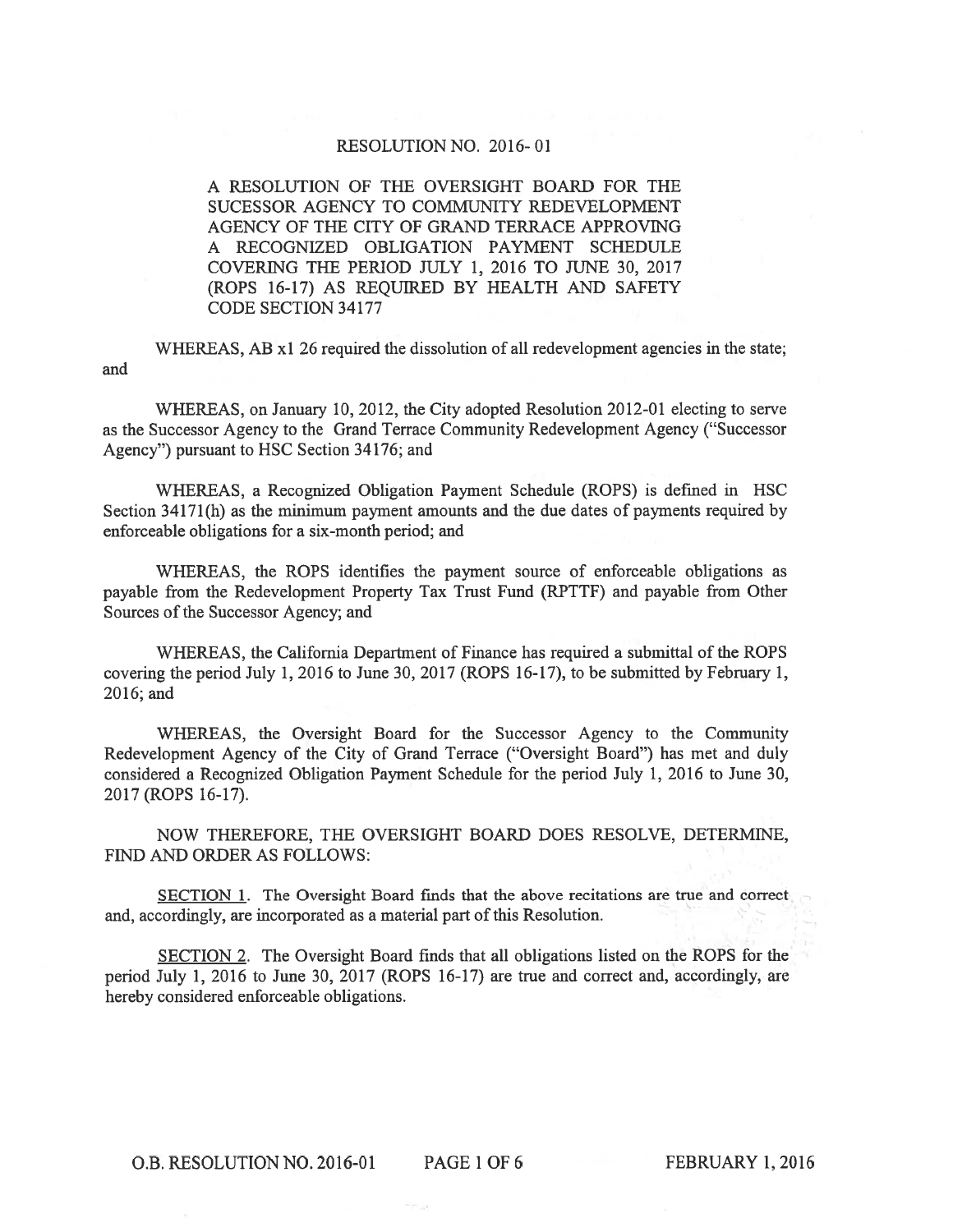# RESOLUTION NO. 2016- 01

A RESOLUTION OF THE OVERSIGHT BOARD FOR THE SUCESSOR AGENCY TO COMMUNITY REDEVELOPMENT AGENCY OF THE CITY OF GRAND TERRACE APPROVING A RECOGNIZED OBLIGATION PAYMENT SCHEDULE COVERING THE PERIOD JULY 1, 2016 TO JUNE 30, 2017 (ROPS 16-17) AS REQUIRED BY HEALTH AND SAFETY CODE SECTION 34177

WHEREAS, AB x1 26 required the dissolution of all redevelopment agencies in the state; and

WHEREAS, on January 10, 2012, the City adopted Resolution 2012-01 electing to serve as the Successor Agency to the Grand Terrace Community Redevelopment Agency ("Successor Agency") pursuant to HSC Section 34176; and

WHEREAS, a Recognized Obligation Payment Schedule (ROPS) is defined in HSC Section 34171(h) as the minimum payment amounts and the due dates of payments required by enforceable obligations for a six-month period; and

WHEREAS, the ROPS identifies the payment source of enforceable obligations as payable from the Redevelopment Property Tax Trust Fund (RPTTF) and payable from Other Sources of the Successor Agency; and

WHEREAS, the California Department of Finance has required a submittal of the ROPS covering the period July 1, 2016 to June 30, 2017 (ROPS 16-17), to be submitted by February 1, 2016; and

WHEREAS, the Oversight Board for the Successor Agency to the Community Redevelopment Agency of the City of Grand Terrace ("Oversight Board") has met and duly considered a Recognized Obligation Payment Schedule for the period July 1, 2016 to June 30, 2017 (ROPS 16-17).

NOW THEREFORE, THE OVERSIGHT BOARD DOES RESOLVE, DETERMINE, FIND AND ORDER AS FOLLOWS:

SECTION 1. The Oversight Board finds that the above recitations are true and correct and, accordingly, are incorporated as a material part of this Resolution.

SECTION 2. The Oversight Board finds that all obligations listed on the ROPS for the period July 1, 2016 to June 30, 2017 (ROPS 16-17) are true and correct and, accordingly, are hereby considered enforceable obligations.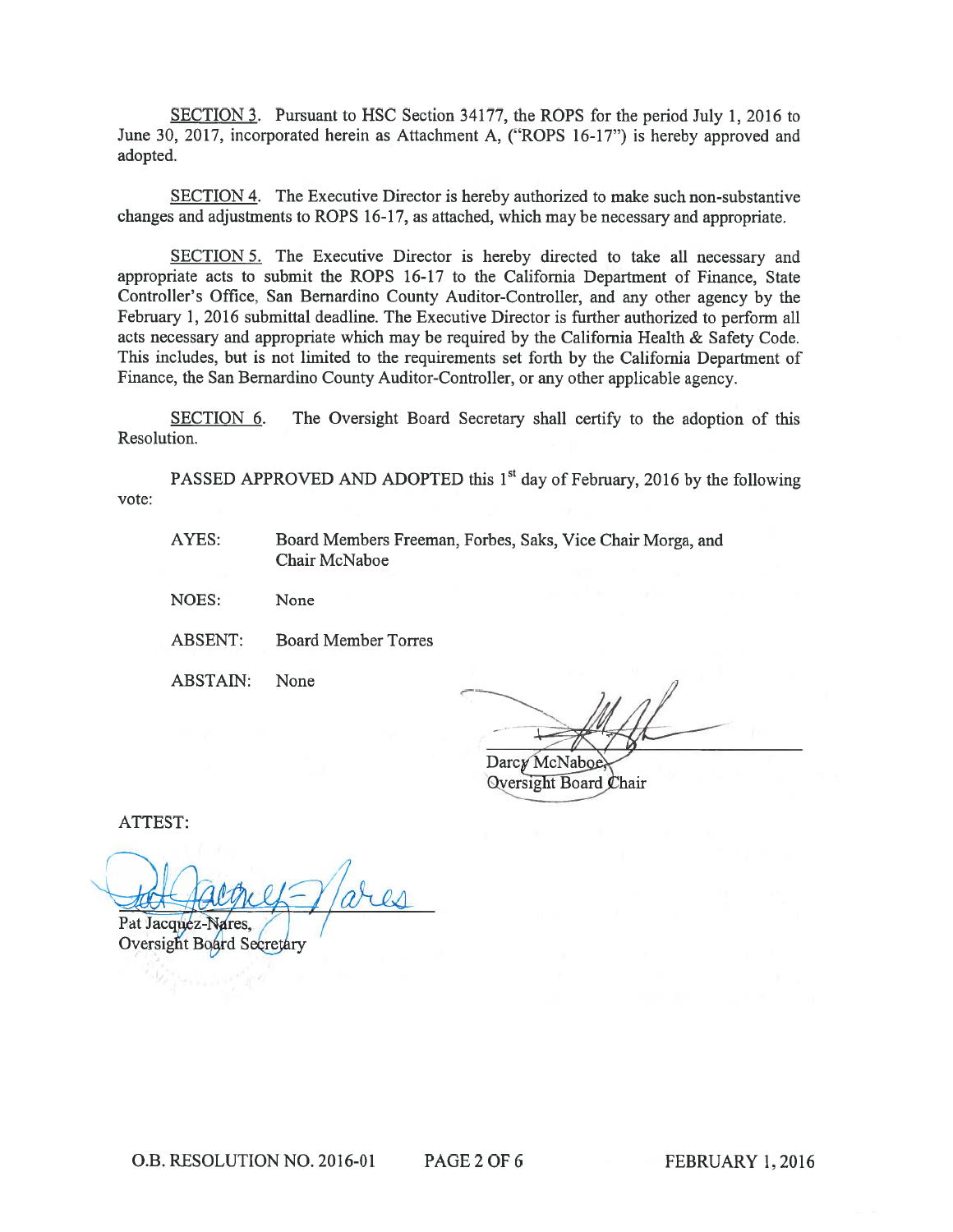SECTION 3. Pursuant to HSC Section 34177, the ROPS for the period July 1, 2016 to June 30, 2017, incorporated herein as Attachment A, ("ROPS 16-17") is hereby approved and adopted.

SECTION 4. The Executive Director is hereby authorized to make such non-substantive changes and adjustments to ROPS 16-17, as attached, which may be necessary and appropriate.

SECTION 5. The Executive Director is hereby directed to take all necessary and appropriate acts to submit the ROPS 16-17 to the California Department of Finance, State Controller's Office, San Bernardino County Auditor-Controller, and any other agency by the February 1, 2016 submittal deadline. The Executive Director is further authorized to perform all acts necessary and appropriate which may be required by the California Health & Safety Code. This includes, but is not limited to the requirements set forth by the California Department of Finance, the San Bernardino County Auditor-Controller, or any other applicable agency.

SECTION 6. The Oversight Board Secretary shall certify to the adoption of this Resolution.

PASSED APPROVED AND ADOPTED this 1st day of February, 2016 by the following vote:

AYES: Board Members Freeman, Forbes, Saks, Vice Chair Morga, and Chair McNaboe

NOES: None

ABSENT: Board Member Torres

ABSTAIN: None

Darcy McNaboe,
Oversight Board Chair

ATTEST:

Pat Jacquez-Nares,
Oversight Board Secretary

O.B. RESOLUTION NO. 2016-01 FEBRUARY 1, 2016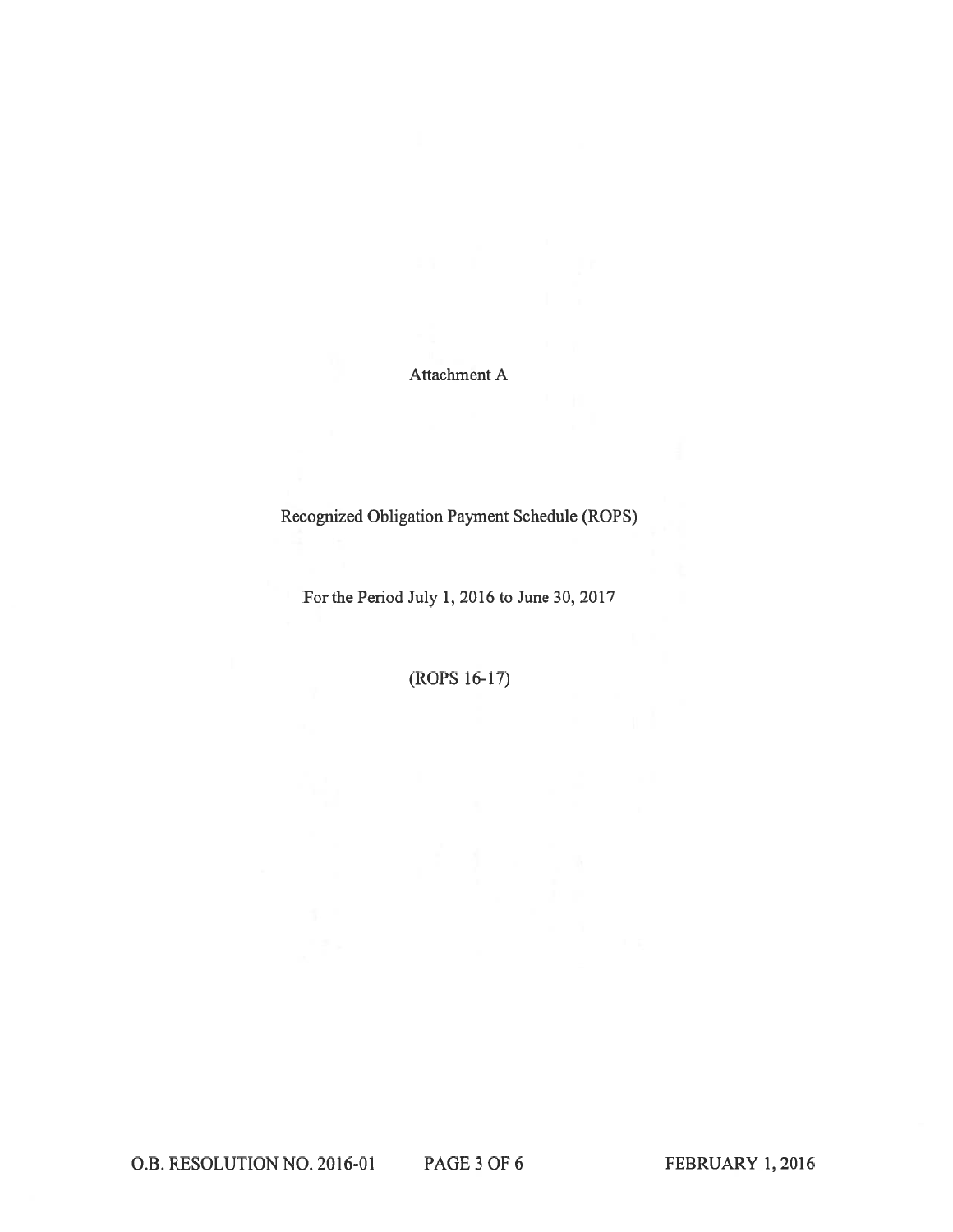Attachment A

Recognized Obligation Payment Schedule (ROPS)

For the Period July 1, 2016 to June 30, 2017

(ROPS 16-17)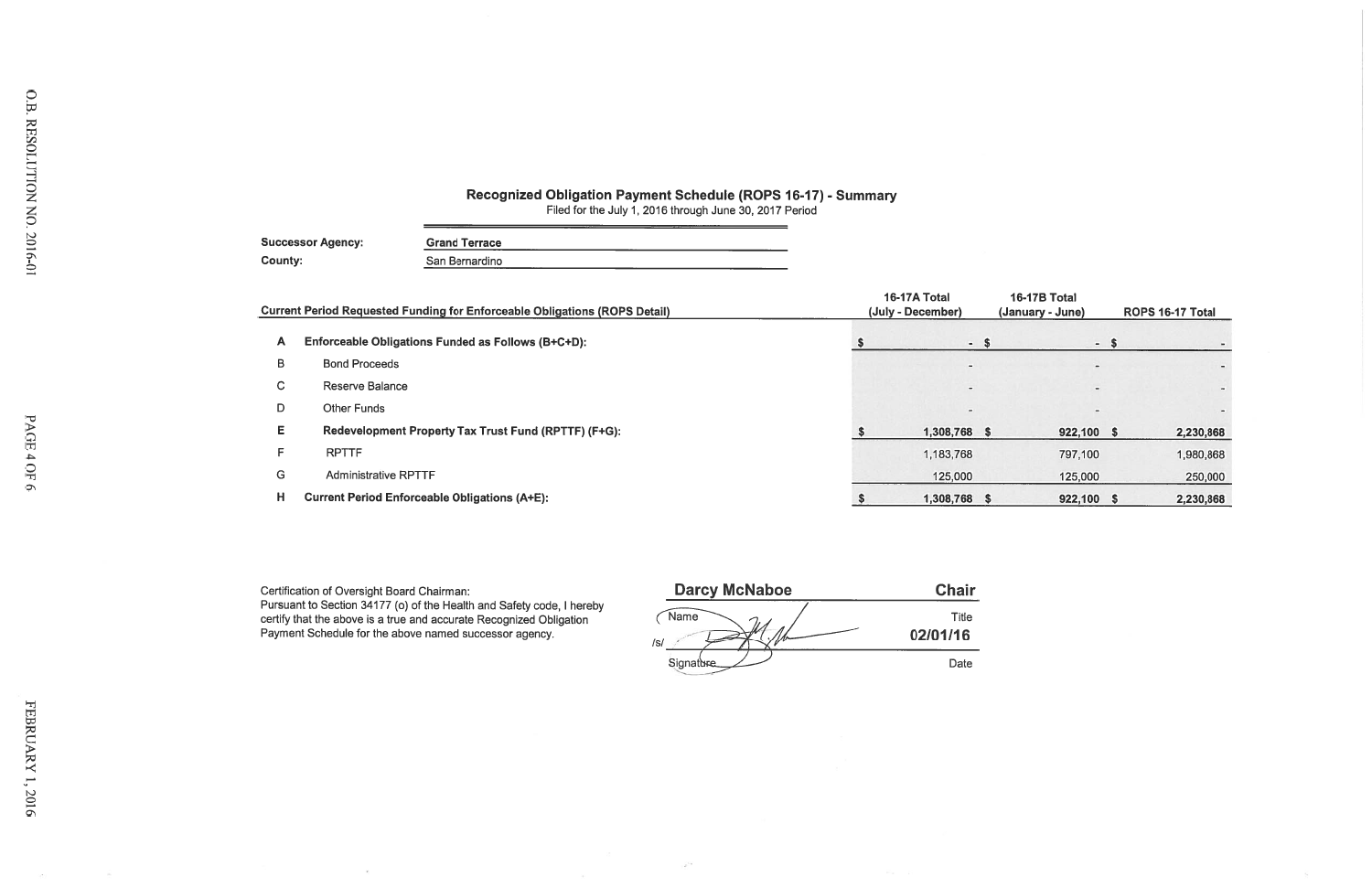# Recognized Obligation Payment Schedule (ROPS 16-17) - Summary

Filed for the July 1, 2016 through June 30, 2017 Period

**Successor Agency:** Grand Terrace

**County:** San Bernardino

| | Current Period Requested Funding for Enforceable Obligations (ROPS Detail) | 16-17A Total (July - December) | 16-17B Total (January - June) | ROPS 16-17 Total |
|---|---|---|---|---|
| **A** | **Enforceable Obligations Funded as Follows (B+C+D):** | $ - | $ - | $ - |
| B | Bond Proceeds | - | - | - |
| C | Reserve Balance | - | - | - |
| D | Other Funds | - | - | - |
| **E** | **Redevelopment Property Tax Trust Fund (RPTTF) (F+G):** | $ 1,308,768 | $ 922,100 | $ 2,230,868 |
| F | RPTTF | 1,183,768 | 797,100 | 1,980,868 |
| G | Administrative RPTTF | 125,000 | 125,000 | 250,000 |
| **H** | **Current Period Enforceable Obligations (A+E):** | $ 1,308,768 | $ 922,100 | $ 2,230,868 |

Certification of Oversight Board Chairman:
Pursuant to Section 34177 (o) of the Health and Safety code, I hereby certify that the above is a true and accurate Recognized Obligation Payment Schedule for the above named successor agency.

| | |
|---|---|
| **Darcy McNaboe** | **Chair** |
| Name | Title |
| /s/ | **02/01/16** |
| Signature | Date |

O.B. RESOLUTION NO. 2016-01

FEBRUARY 1, 2016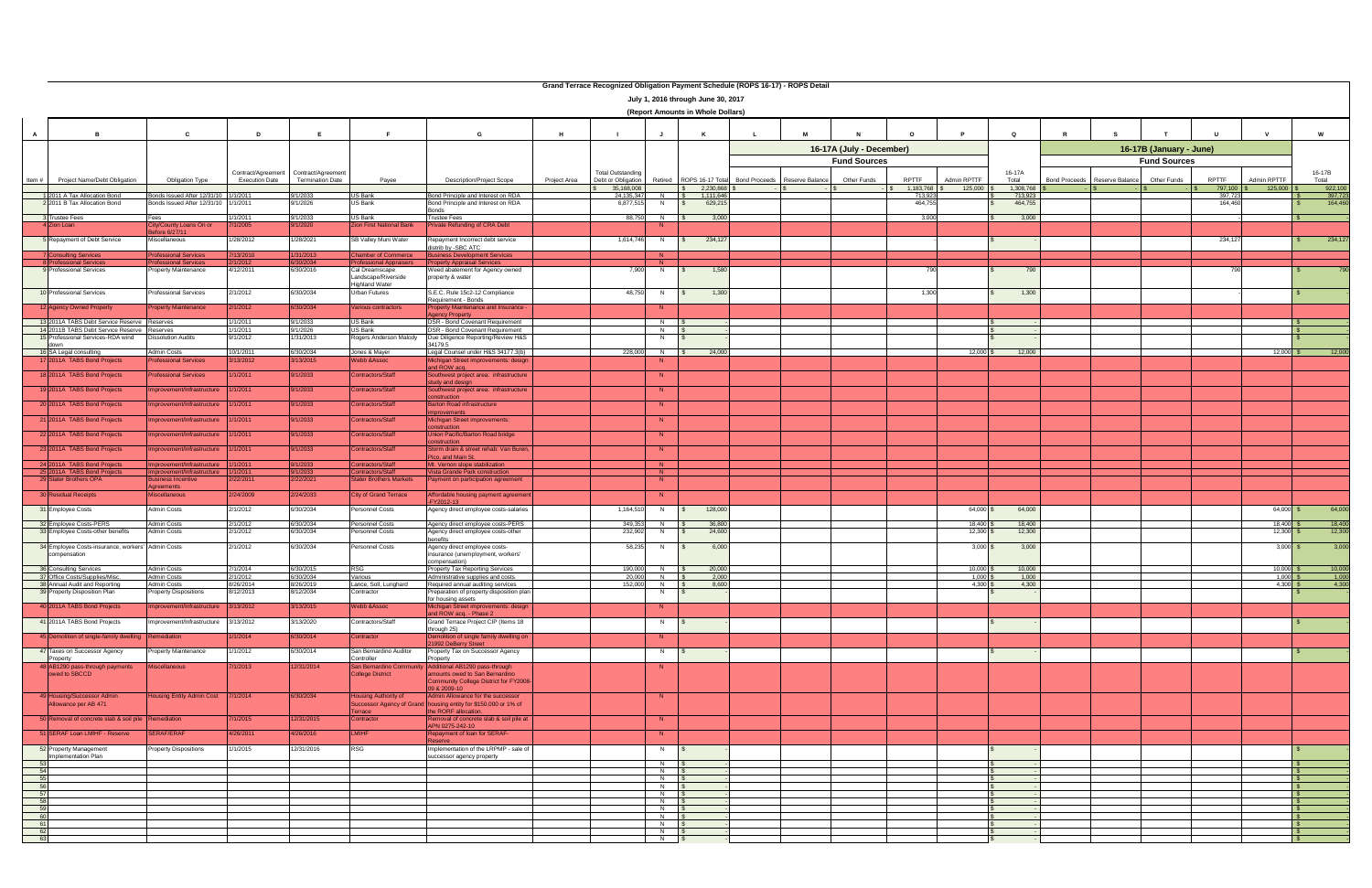# Grand Terrace Recognized Obligation Payment Schedule (ROPS 16-17) - ROPS Detail

**July 1, 2016 through June 30, 2017**

**(Report Amounts in Whole Dollars)**

| A | B | C | D | E | F | G | H | I | J | K | L | M | N | O | P | Q | R | S | T | U | V | W |
|---|---|---|---|---|---|---|---|---|---|---|---|---|---|---|---|---|---|---|---|---|---|---|
| | | | | | | | | | | | 16-17A (July - December) | | | | | | 16-17B (January - June) | | | | | |
| | | | | | | | | | | | Fund Sources | | | | | | Fund Sources | | | | | |
| Item # | Project Name/Debt Obligation | Obligation Type | Contract/Agreement Execution Date | Contract/Agreement Termination Date | Payee | Description/Project Scope | Project Area | Total Outstanding Debt or Obligation | Retired | ROPS 16-17 Total | Bond Proceeds | Reserve Balance | Other Funds | RPTTF | Admin RPTTF | 16-17A Total | Bond Proceeds | Reserve Balance | Other Funds | RPTTF | Admin RPTTF | 16-17B Total |
| | | | | | | | | $ 35,168,008 | | $ 2,230,868 | $ - | $ - | $ - | $ 1,183,768 | $ 125,000 | $ 1,308,768 | $ - | $ - | $ - | $ 797,100 | $ 125,000 | $ 922,100 |
| 1 | 2011 A Tax Allocation Bond | Bonds Issued After 12/31/10 | 1/1/2011 | 9/1/2033 | US Bank | Bond Principle and Interest on RDA | | 24,135,347 | N | $ 1,111,646 | | | | 713,923 | | $ 713,923 | | | | 397,723 | | $ 397,723 |
| 2 | 2011 B Tax Allocation Bond | Bonds Issued After 12/31/10 | 1/1/2011 | 9/1/2026 | US Bank | Bond Principle and Interest on RDA Bonds | | 6,877,515 | N | $ 629,215 | | | | 464,755 | | $ 464,755 | | | | 164,460 | | $ 164,460 |
| 3 | Trustee Fees | Fees | 1/1/2011 | 9/1/2033 | US Bank | Trustee Fees | | 88,750 | N | $ 3,000 | | | | 3,000 | | $ 3,000 | | | | | | $ - |
| 4 | Zion Loan | City/County Loans On or Before 6/27/11 | 7/1/2005 | 9/1/2020 | Zion First National Bank | Private Refunding of CRA Debt | | | N | | | | | | | | | | | | | |
| 5 | Repayment of Debt Service | Miscellaneous | 1/28/2012 | 1/28/2021 | SB Valley Muni Water | Repayment Incorrect debt service distrib by -SBC ATC | | 1,614,746 | N | $ 234,127 | | | | - | | $ - | | | | 234,127 | | $ 234,127 |
| 7 | Consulting Services | Professional Services | 7/13/2010 | 1/31/2013 | Chamber of Commerce | Business Development Services | | | N | | | | | | | | | | | | | |
| 8 | Professional Services | Professional Services | 2/1/2012 | 6/30/2034 | Professional Appraisers | Property Appraisal Services | | | N | | | | | | | | | | | | | |
| 9 | Professional Services | Property Maintenance | 4/12/2011 | 6/30/2016 | Cal Dreamscape Landscape/Riverside Highland Water | Weed abatement for Agency owned property & water | | 7,900 | N | $ 1,580 | | | | 790 | | $ 790 | | | | 790 | | $ 790 |
| 10 | Professional Services | Professional Services | 2/1/2012 | 6/30/2034 | Urban Futures | S.E.C. Rule 15c2-12 Compliance Requirement - Bonds | | 48,750 | N | $ 1,300 | | | | 1,300 | | $ 1,300 | | | | - | | $ - |
| 12 | Agency Owned Property | Property Maintenance | 2/1/2012 | 6/30/2034 | Various contractors | Property Maintenance and Insurance - Agency Property | | | N | | | | | | | | | | | | | |
| 13 | 2011A TABS Debt Service Reserve | Reserves | 1/1/2011 | 9/1/2033 | US Bank | DSR - Bond Covenant Requirement | | | N | $ - | | | | | | $ - | | | | | | $ - |
| 14 | 2011B TABS Debt Service Reserve | Reserves | 1/1/2011 | 9/1/2026 | US Bank | DSR - Bond Covenant Requirement | | | N | $ - | | | | | | $ - | | | | | | $ - |
| 15 | Professional Services-RDA wind down | Dissolution Audits | 9/1/2012 | 1/31/2013 | Rogers Anderson Malody | Due Diligence Reporting/Review H&S 34179.5 | | | N | $ - | | | | | | $ - | | | | | | $ - |
| 16 | SA Legal consulting | Admin Costs | 10/1/2011 | 6/30/2034 | Jones & Mayer | Legal Counsel under H&S 34177.3(b) | | 228,000 | N | $ 24,000 | | | | | 12,000 | $ 12,000 | | | | | 12,000 | $ 12,000 |
| 17 | 2011A TABS Bond Projects | Professional Services | 3/13/2012 | 3/13/2015 | Webb &Assoc | Michigan Street improvements: design and ROW acq. | | | N | | | | | | | | | | | | | |
| 18 | 2011A TABS Bond Projects | Professional Services | 1/1/2011 | 9/1/2033 | Contractors/Staff | Southwest project area: infrastructure study and design | | | N | | | | | | | | | | | | | |
| 19 | 2011A TABS Bond Projects | Improvement/Infrastructure | 1/1/2011 | 9/1/2033 | Contractors/Staff | Southwest project area: infrastructure construction | | | N | | | | | | | | | | | | | |
| 20 | 2011A TABS Bond Projects | Improvement/Infrastructure | 1/1/2011 | 9/1/2033 | Contractors/Staff | Barton Road infrastructure improvements | | | N | | | | | | | | | | | | | |
| 21 | 2011A TABS Bond Projects | Improvement/Infrastructure | 1/1/2011 | 9/1/2033 | Contractors/Staff | Michigan Street improvements: construction | | | N | | | | | | | | | | | | | |
| 22 | 2011A TABS Bond Projects | Improvement/Infrastructure | 1/1/2011 | 9/1/2033 | Contractors/Staff | Union Pacific/Barton Road bridge construction | | | N | | | | | | | | | | | | | |
| 23 | 2011A TABS Bond Projects | Improvement/Infrastructure | 1/1/2011 | 9/1/2033 | Contractors/Staff | Storm drain & street rehab: Van Buren, Pico, and Main St. | | | N | | | | | | | | | | | | | |
| 24 | 2011A TABS Bond Projects | Improvement/Infrastructure | 1/1/2011 | 9/1/2033 | Contractors/Staff | Mt. Vernon slope stabilization | | | N | | | | | | | | | | | | | |
| 25 | 2011A TABS Bond Projects | Improvement/Infrastructure | 1/1/2011 | 9/1/2033 | Contractors/Staff | Vista Grande Park construction | | | N | | | | | | | | | | | | | |
| 29 | Stater Brothers OPA | Business Incentive Agreements | 2/22/2011 | 2/22/2021 | Stater Brothers Markets | Payment on participation agreement | | | N | | | | | | | | | | | | | |
| 30 | Residual Receipts | Miscellaneous | 2/24/2009 | 2/24/2033 | City of Grand Terrace | Affordable housing payment agreement -FY2012-13 | | | N | | | | | | | | | | | | | |
| 31 | Employee Costs | Admin Costs | 2/1/2012 | 6/30/2034 | Personnel Costs | Agency direct employee costs-salaries | | 1,164,510 | N | $ 128,000 | | | | | 64,000 | $ 64,000 | | | | | 64,000 | $ 64,000 |
| 32 | Employee Costs-PERS | Admin Costs | 2/1/2012 | 6/30/2034 | Personnel Costs | Agency direct employee costs-PERS | | 349,353 | N | $ 36,800 | | | | | 18,400 | $ 18,400 | | | | | 18,400 | $ 18,400 |
| 33 | Employee Costs-other benefits | Admin Costs | 2/1/2012 | 6/30/2034 | Personnel Costs | Agency direct employee costs-other benefits | | 232,902 | N | $ 24,600 | | | | | 12,300 | $ 12,300 | | | | | 12,300 | $ 12,300 |
| 34 | Employee Costs-insurance, workers' compensation | Admin Costs | 2/1/2012 | 6/30/2034 | Personnel Costs | Agency direct employee costs-insurance (unemployment, workers' compensation) | | 58,235 | N | $ 6,000 | | | | | 3,000 | $ 3,000 | | | | | 3,000 | $ 3,000 |
| 36 | Consulting Services | Admin Costs | 7/1/2014 | 6/30/2015 | RSG | Property Tax Reporting Services | | 190,000 | N | $ 20,000 | | | | | 10,000 | $ 10,000 | | | | | 10,000 | $ 10,000 |
| 37 | Office Costs/Supplies/Misc. | Admin Costs | 2/1/2012 | 6/30/2034 | Various | Administrative supplies and costs | | 20,000 | N | $ 2,000 | | | | | 1,000 | $ 1,000 | | | | | 1,000 | $ 1,000 |
| 38 | Annual Audit and Reporting | Admin Costs | 8/26/2014 | 8/26/2019 | Lance, Soll, Lunghard | Required annual auditing services | | 152,000 | N | $ 8,600 | | | | | 4,300 | $ 4,300 | | | | | 4,300 | $ 4,300 |
| 39 | Property Disposition Plan | Property Dispositions | 8/12/2013 | 8/12/2034 | Contractor | Preparation of property disposition plan for housing assets | | | N | $ - | | | | | | $ - | | | | | | $ - |
| 40 | 2011A TABS Bond Projects | Improvement/Infrastructure | 3/13/2012 | 3/13/2015 | Webb &Assoc | Michigan Street improvements: design and ROW acq. - Phase 2 | | | N | | | | | | | | | | | | | |
| 41 | 2011A TABS Bond Projects | Improvement/Infrastructure | 3/13/2012 | 3/13/2020 | Contractors/Staff | Grand Terrace Project CIP (Items 18 through 25) | | | N | $ - | | | | | | $ - | | | | | | $ - |
| 45 | Demolition of single-family dwelling | Remediation | 1/1/2014 | 6/30/2014 | Contractor | Demolition of single family dwelling on 21992 DeBerry Street | | | N | | | | | | | | | | | | | |
| 47 | Taxes on Successor Agency Property | Property Maintenance | 1/1/2012 | 6/30/2014 | San Bernardino Auditor Controller | Property Tax on Successor Agency Property | | | N | $ - | | | | | | $ - | | | | | | $ - |
| 48 | AB1290 pass-through payments owed to SBCCD | Miscellaneous | 7/1/2013 | 12/31/2014 | San Bernardino Community College District | Additional AB1290 pass-through amounts owed to San Bernardino Community College District for FY2008-09 & 2009-10 | | | N | | | | | | | | | | | | | |
| 49 | Housing/Successor Admin Allowance per AB 471 | Housing Entity Admin Cost | 7/1/2014 | 6/30/2034 | Housing Authority of Successor Agency of Grand Terrace | Admin Allowance for the successor housing entity for $150,000 or 1% of the RORF allocation. | | | N | | | | | | | | | | | | | |
| 50 | Removal of concrete slab & soil pile | Remediation | 7/1/2015 | 12/31/2015 | Contractor | Removal of concrete slab & soil pile at APN 0275-242-10 | | | N | | | | | | | | | | | | | |
| 51 | SERAF Loan LMIHF - Reserve | SERAF/ERAF | 4/26/2011 | 4/26/2016 | LMIHF | Repayment of loan for SERAF-Reserve | | | N | | | | | | | | | | | | | |
| 52 | Property Management Implementation Plan | Property Dispositions | 1/1/2015 | 12/31/2016 | RSG | Implementation of the LRPMP - sale of successor agency property | | | N | $ - | | | | | | $ - | | | | | | $ - |
| 53 | | | | | | | | | N | $ - | | | | | | $ - | | | | | | $ - |
| 54 | | | | | | | | | N | $ - | | | | | | $ - | | | | | | $ - |
| 55 | | | | | | | | | N | $ - | | | | | | $ - | | | | | | $ - |
| 56 | | | | | | | | | N | $ - | | | | | | $ - | | | | | | $ - |
| 57 | | | | | | | | | N | $ - | | | | | | $ - | | | | | | $ - |
| 58 | | | | | | | | | N | $ - | | | | | | $ - | | | | | | $ - |
| 59 | | | | | | | | | N | $ - | | | | | | $ - | | | | | | $ - |
| 60 | | | | | | | | | N | $ - | | | | | | $ - | | | | | | $ - |
| 61 | | | | | | | | | N | $ - | | | | | | $ - | | | | | | $ - |
| 62 | | | | | | | | | N | $ - | | | | | | $ - | | | | | | $ - |
| 63 | | | | | | | | | N | $ - | | | | | | $ - | | | | | | $ - |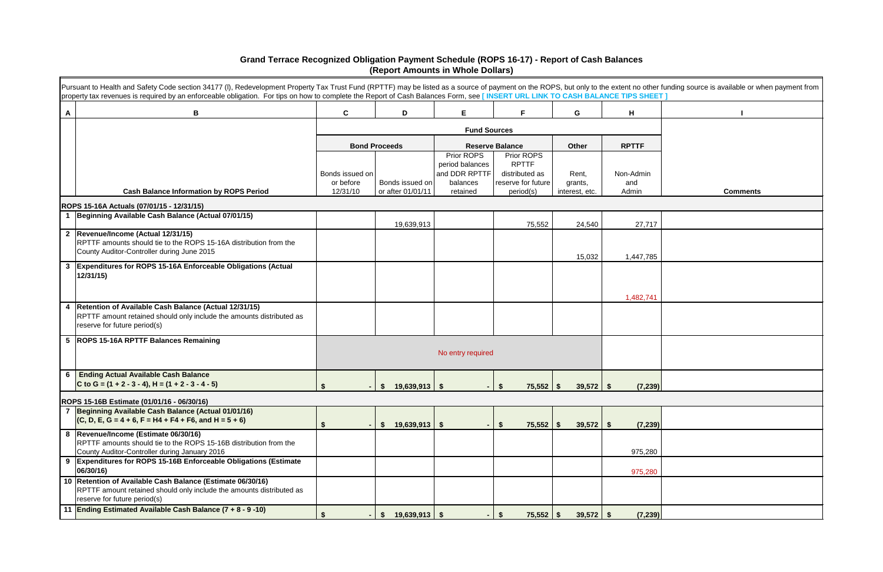# Grand Terrace Recognized Obligation Payment Schedule (ROPS 16-17) - Report of Cash Balances
## (Report Amounts in Whole Dollars)

Pursuant to Health and Safety Code section 34177 (l), Redevelopment Property Tax Trust Fund (RPTTF) may be listed as a source of payment on the ROPS, but only to the extent no other funding source is available or when payment from property tax revenues is required by an enforceable obligation. For tips on how to complete the Report of Cash Balances Form, see **[ INSERT URL LINK TO CASH BALANCE TIPS SHEET ]**

| A | B | C | D | E | F | G | H | I |
|---|---|---|---|---|---|---|---|---|
| | | Fund Sources | | | | | | |
| | | Bond Proceeds | | Reserve Balance | | Other | RPTTF | |
| | **Cash Balance Information by ROPS Period** | Bonds issued on or before 12/31/10 | Bonds issued on or after 01/01/11 | Prior ROPS period balances and DDR RPTTF balances retained | Prior ROPS RPTTF distributed as reserve for future period(s) | Rent, grants, interest, etc. | Non-Admin and Admin | **Comments** |
| | **ROPS 15-16A Actuals (07/01/15 - 12/31/15)** | | | | | | | |
| 1 | **Beginning Available Cash Balance (Actual 07/01/15)** | | 19,639,913 | | 75,552 | 24,540 | 27,717 | |
| 2 | **Revenue/Income (Actual 12/31/15)** RPTTF amounts should tie to the ROPS 15-16A distribution from the County Auditor-Controller during June 2015 | | | | | 15,032 | 1,447,785 | |
| 3 | **Expenditures for ROPS 15-16A Enforceable Obligations (Actual 12/31/15)** | | | | | | 1,482,741 | |
| 4 | **Retention of Available Cash Balance (Actual 12/31/15)** RPTTF amount retained should only include the amounts distributed as reserve for future period(s) | | | | | | | |
| 5 | **ROPS 15-16A RPTTF Balances Remaining** | No entry required | | | | | | |
| 6 | **Ending Actual Available Cash Balance** **C to G = (1 + 2 - 3 - 4), H = (1 + 2 - 3 - 4 - 5)** | $ - | $ 19,639,913 | $ - | $ 75,552 | $ 39,572 | $ (7,239) | |
| | **ROPS 15-16B Estimate (01/01/16 - 06/30/16)** | | | | | | | |
| 7 | **Beginning Available Cash Balance (Actual 01/01/16)** **(C, D, E, G = 4 + 6, F = H4 + F4 + F6, and H = 5 + 6)** | $ - | $ 19,639,913 | $ - | $ 75,552 | $ 39,572 | $ (7,239) | |
| 8 | **Revenue/Income (Estimate 06/30/16)** RPTTF amounts should tie to the ROPS 15-16B distribution from the County Auditor-Controller during January 2016 | | | | | | 975,280 | |
| 9 | **Expenditures for ROPS 15-16B Enforceable Obligations (Estimate 06/30/16)** | | | | | | 975,280 | |
| 10 | **Retention of Available Cash Balance (Estimate 06/30/16)** RPTTF amount retained should only include the amounts distributed as reserve for future period(s) | | | | | | | |
| 11 | **Ending Estimated Available Cash Balance (7 + 8 - 9 -10)** | $ - | $ 19,639,913 | $ - | $ 75,552 | $ 39,572 | $ (7,239) | |